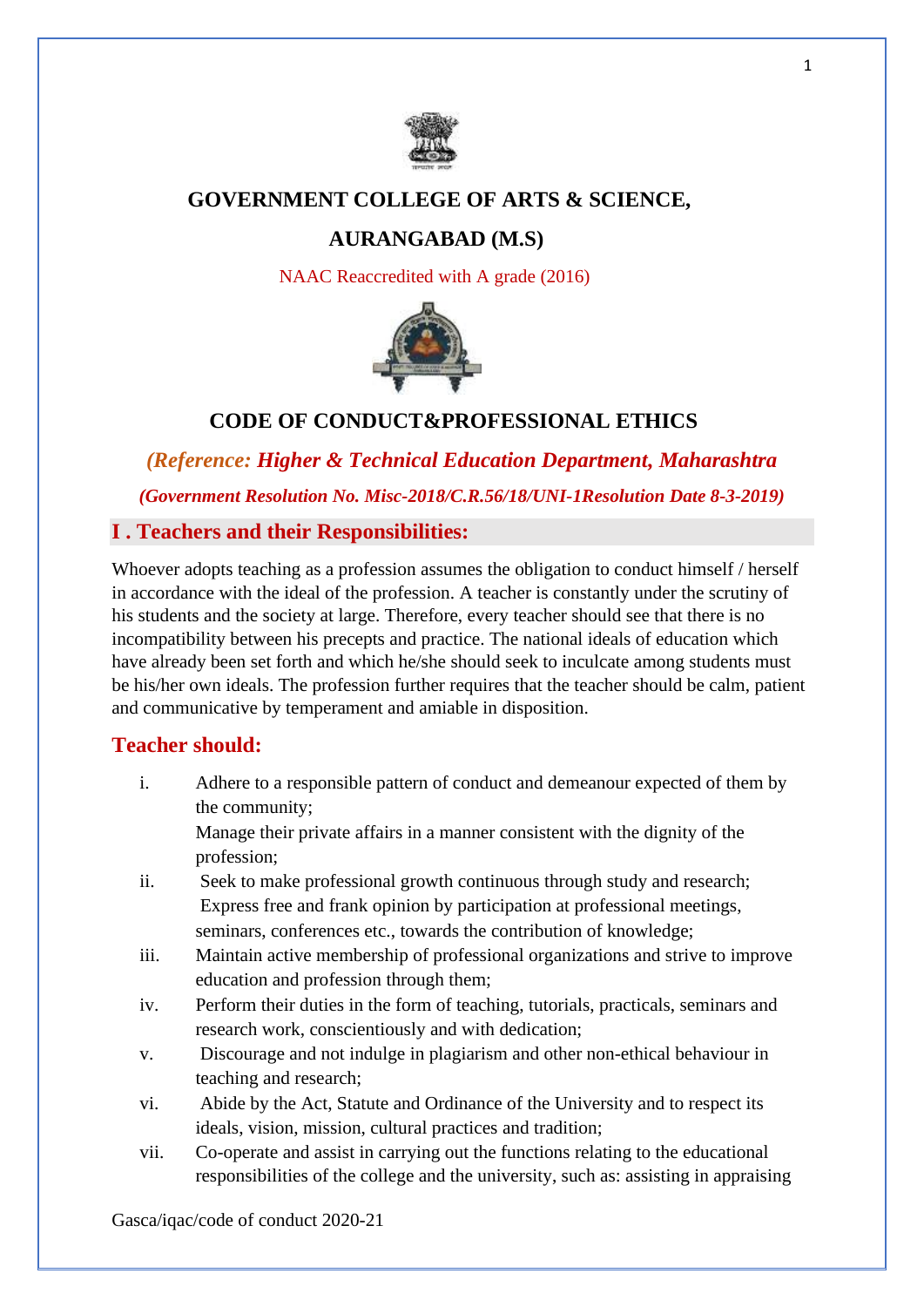# GOVERNMENT COLLEGE OF ARTS & SCIENCE,

# AURANGABAD (M.S)

NAAC Reaccredited with A grade (2016)

## CODE OF CONDUCT&PROFESSIONAL ETHICS

***(Reference: Higher & Technical Education Department, Maharashtra***

***(Government Resolution No. Misc-2018/C.R.56/18/UNI-1Resolution Date 8-3-2019)***

## I . Teachers and their Responsibilities:

Whoever adopts teaching as a profession assumes the obligation to conduct himself / herself in accordance with the ideal of the profession. A teacher is constantly under the scrutiny of his students and the society at large. Therefore, every teacher should see that there is no incompatibility between his precepts and practice. The national ideals of education which have already been set forth and which he/she should seek to inculcate among students must be his/her own ideals. The profession further requires that the teacher should be calm, patient and communicative by temperament and amiable in disposition.

### Teacher should:

i. Adhere to a responsible pattern of conduct and demeanour expected of them by the community;
   Manage their private affairs in a manner consistent with the dignity of the profession;

ii. Seek to make professional growth continuous through study and research;
   Express free and frank opinion by participation at professional meetings, seminars, conferences etc., towards the contribution of knowledge;

iii. Maintain active membership of professional organizations and strive to improve education and profession through them;

iv. Perform their duties in the form of teaching, tutorials, practicals, seminars and research work, conscientiously and with dedication;

v. Discourage and not indulge in plagiarism and other non-ethical behaviour in teaching and research;

vi. Abide by the Act, Statute and Ordinance of the University and to respect its ideals, vision, mission, cultural practices and tradition;

vii. Co-operate and assist in carrying out the functions relating to the educational responsibilities of the college and the university, such as: assisting in appraising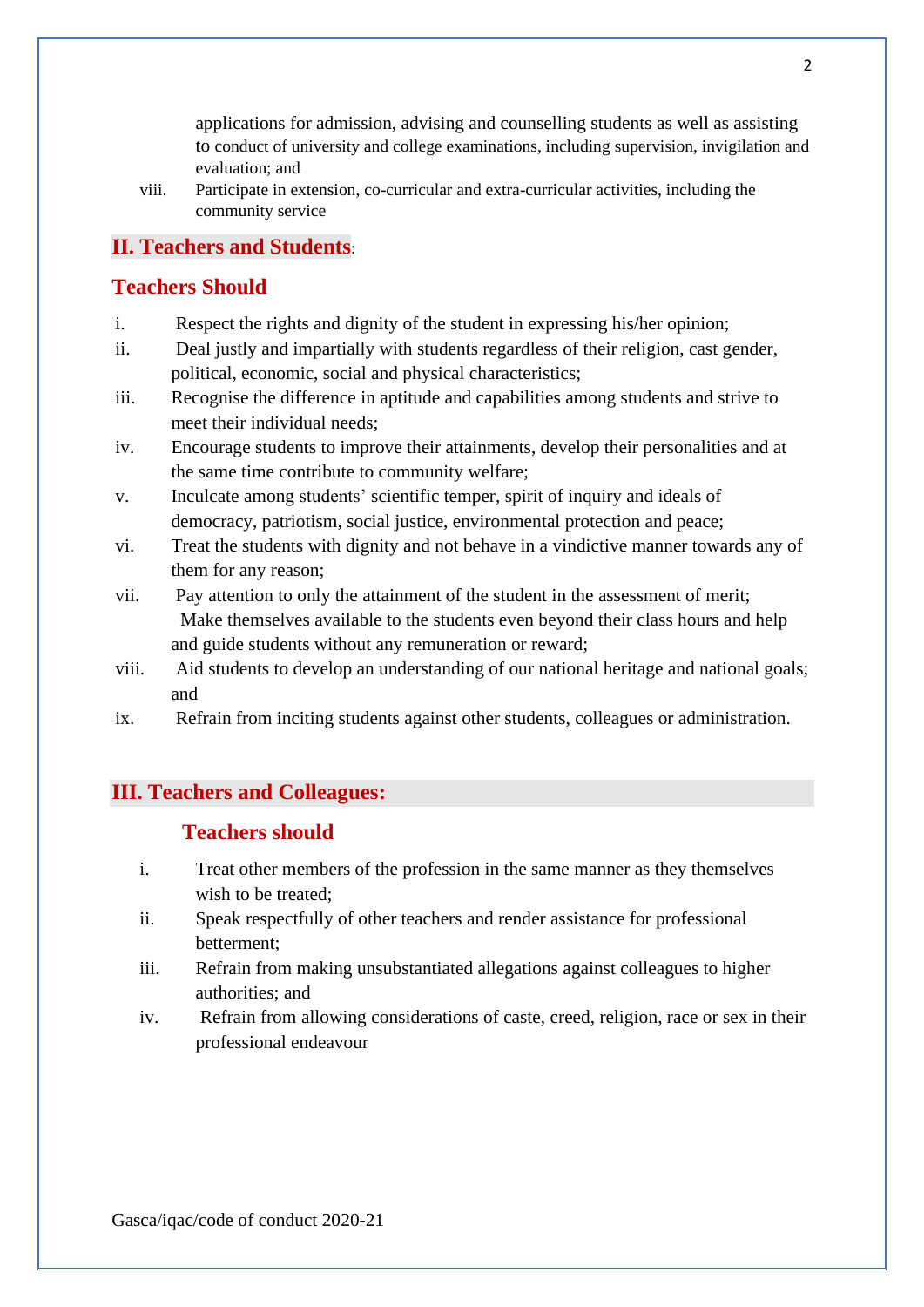applications for admission, advising and counselling students as well as assisting to conduct of university and college examinations, including supervision, invigilation and evaluation; and

viii. Participate in extension, co-curricular and extra-curricular activities, including the community service

## II. Teachers and Students:

### Teachers Should

i. Respect the rights and dignity of the student in expressing his/her opinion;

ii. Deal justly and impartially with students regardless of their religion, cast gender, political, economic, social and physical characteristics;

iii. Recognise the difference in aptitude and capabilities among students and strive to meet their individual needs;

iv. Encourage students to improve their attainments, develop their personalities and at the same time contribute to community welfare;

v. Inculcate among students' scientific temper, spirit of inquiry and ideals of democracy, patriotism, social justice, environmental protection and peace;

vi. Treat the students with dignity and not behave in a vindictive manner towards any of them for any reason;

vii. Pay attention to only the attainment of the student in the assessment of merit; Make themselves available to the students even beyond their class hours and help and guide students without any remuneration or reward;

viii. Aid students to develop an understanding of our national heritage and national goals; and

ix. Refrain from inciting students against other students, colleagues or administration.

## III. Teachers and Colleagues:

### Teachers should

i. Treat other members of the profession in the same manner as they themselves wish to be treated;

ii. Speak respectfully of other teachers and render assistance for professional betterment;

iii. Refrain from making unsubstantiated allegations against colleagues to higher authorities; and

iv. Refrain from allowing considerations of caste, creed, religion, race or sex in their professional endeavour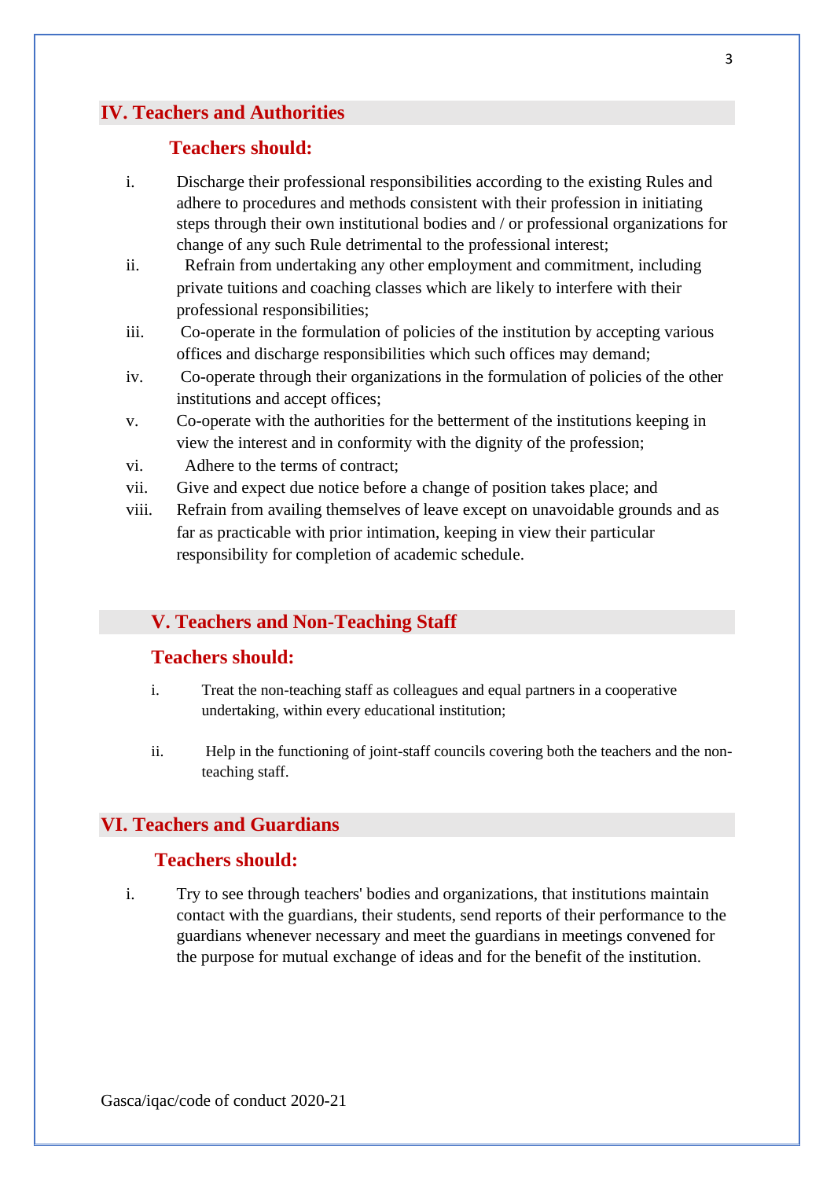## IV. Teachers and Authorities

### Teachers should:

i. Discharge their professional responsibilities according to the existing Rules and adhere to procedures and methods consistent with their profession in initiating steps through their own institutional bodies and / or professional organizations for change of any such Rule detrimental to the professional interest;
ii. Refrain from undertaking any other employment and commitment, including private tuitions and coaching classes which are likely to interfere with their professional responsibilities;
iii. Co-operate in the formulation of policies of the institution by accepting various offices and discharge responsibilities which such offices may demand;
iv. Co-operate through their organizations in the formulation of policies of the other institutions and accept offices;
v. Co-operate with the authorities for the betterment of the institutions keeping in view the interest and in conformity with the dignity of the profession;
vi. Adhere to the terms of contract;
vii. Give and expect due notice before a change of position takes place; and
viii. Refrain from availing themselves of leave except on unavoidable grounds and as far as practicable with prior intimation, keeping in view their particular responsibility for completion of academic schedule.

## V. Teachers and Non-Teaching Staff

### Teachers should:

i. Treat the non-teaching staff as colleagues and equal partners in a cooperative undertaking, within every educational institution;

ii. Help in the functioning of joint-staff councils covering both the teachers and the non-teaching staff.

## VI. Teachers and Guardians

### Teachers should:

i. Try to see through teachers' bodies and organizations, that institutions maintain contact with the guardians, their students, send reports of their performance to the guardians whenever necessary and meet the guardians in meetings convened for the purpose for mutual exchange of ideas and for the benefit of the institution.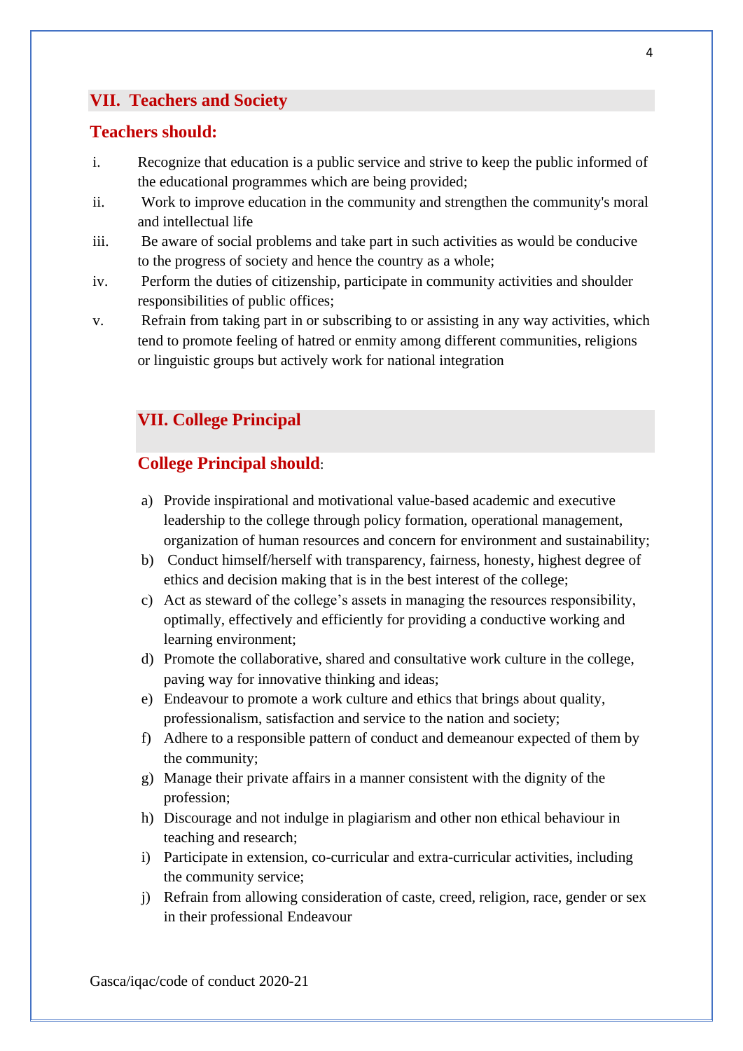## VII. Teachers and Society

### Teachers should:

i. Recognize that education is a public service and strive to keep the public informed of the educational programmes which are being provided;

ii. Work to improve education in the community and strengthen the community's moral and intellectual life

iii. Be aware of social problems and take part in such activities as would be conducive to the progress of society and hence the country as a whole;

iv. Perform the duties of citizenship, participate in community activities and shoulder responsibilities of public offices;

v. Refrain from taking part in or subscribing to or assisting in any way activities, which tend to promote feeling of hatred or enmity among different communities, religions or linguistic groups but actively work for national integration

## VII. College Principal

### College Principal should:

a) Provide inspirational and motivational value-based academic and executive leadership to the college through policy formation, operational management, organization of human resources and concern for environment and sustainability;

b) Conduct himself/herself with transparency, fairness, honesty, highest degree of ethics and decision making that is in the best interest of the college;

c) Act as steward of the college's assets in managing the resources responsibility, optimally, effectively and efficiently for providing a conductive working and learning environment;

d) Promote the collaborative, shared and consultative work culture in the college, paving way for innovative thinking and ideas;

e) Endeavour to promote a work culture and ethics that brings about quality, professionalism, satisfaction and service to the nation and society;

f) Adhere to a responsible pattern of conduct and demeanour expected of them by the community;

g) Manage their private affairs in a manner consistent with the dignity of the profession;

h) Discourage and not indulge in plagiarism and other non ethical behaviour in teaching and research;

i) Participate in extension, co-curricular and extra-curricular activities, including the community service;

j) Refrain from allowing consideration of caste, creed, religion, race, gender or sex in their professional Endeavour

Gasca/iqac/code of conduct 2020-21